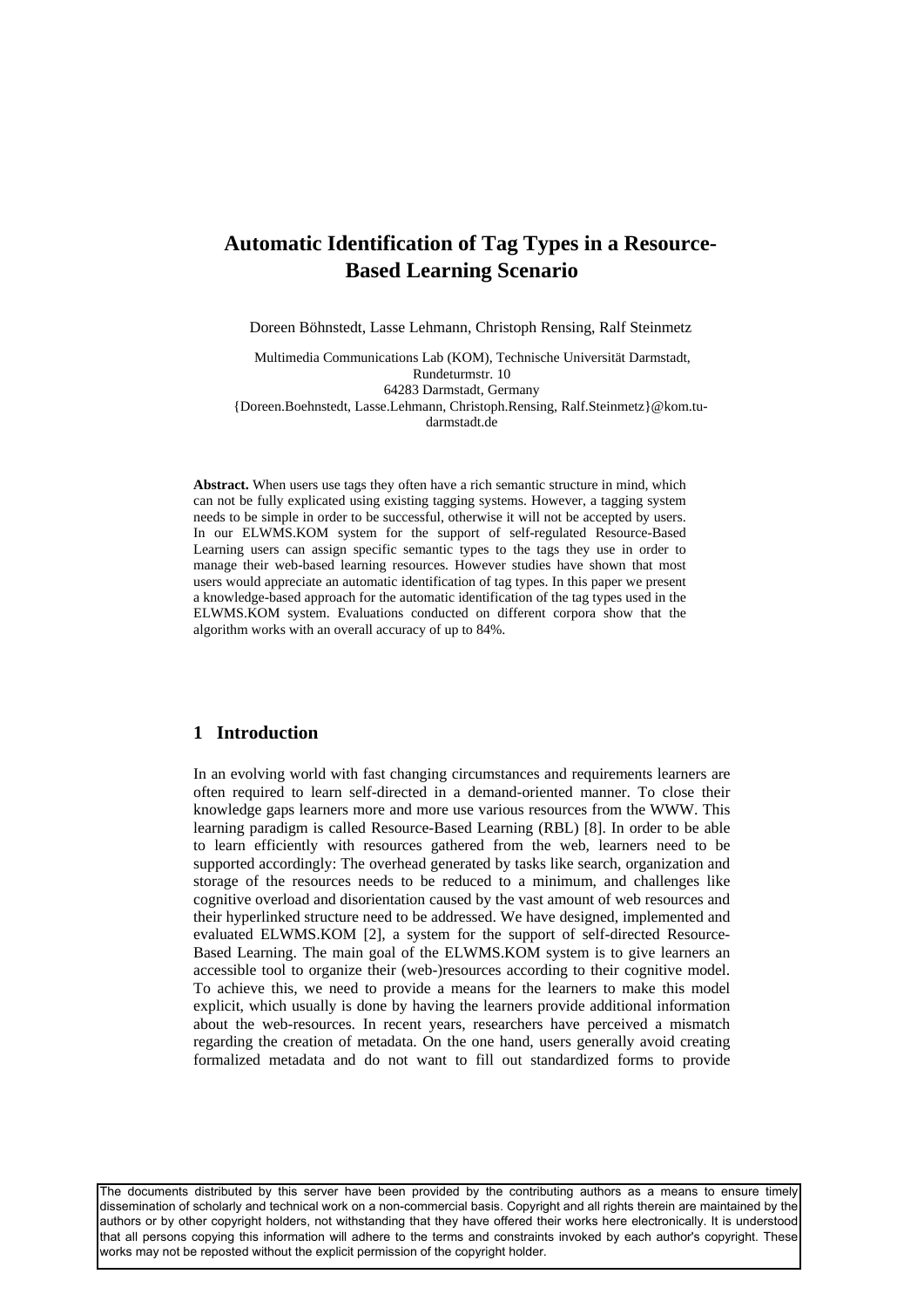# Automatic Identification of Tag Types in a Resource-Based Learning Scenario

Doreen Böhnstedt, Lasse Lehmann, Christoph Rensing, Ralf Steinmetz

Multimedia Communications Lab (KOM), Technische Universität Darmstadt,
Rundeturmstr. 10
64283 Darmstadt, Germany
{Doreen.Boehnstedt, Lasse.Lehmann, Christoph.Rensing, Ralf.Steinmetz}@kom.tu-darmstadt.de

**Abstract.** When users use tags they often have a rich semantic structure in mind, which can not be fully explicated using existing tagging systems. However, a tagging system needs to be simple in order to be successful, otherwise it will not be accepted by users. In our ELWMS.KOM system for the support of self-regulated Resource-Based Learning users can assign specific semantic types to the tags they use in order to manage their web-based learning resources. However studies have shown that most users would appreciate an automatic identification of tag types. In this paper we present a knowledge-based approach for the automatic identification of the tag types used in the ELWMS.KOM system. Evaluations conducted on different corpora show that the algorithm works with an overall accuracy of up to 84%.

## 1 Introduction

In an evolving world with fast changing circumstances and requirements learners are often required to learn self-directed in a demand-oriented manner. To close their knowledge gaps learners more and more use various resources from the WWW. This learning paradigm is called Resource-Based Learning (RBL) [8]. In order to be able to learn efficiently with resources gathered from the web, learners need to be supported accordingly: The overhead generated by tasks like search, organization and storage of the resources needs to be reduced to a minimum, and challenges like cognitive overload and disorientation caused by the vast amount of web resources and their hyperlinked structure need to be addressed. We have designed, implemented and evaluated ELWMS.KOM [2], a system for the support of self-directed Resource-Based Learning. The main goal of the ELWMS.KOM system is to give learners an accessible tool to organize their (web-)resources according to their cognitive model. To achieve this, we need to provide a means for the learners to make this model explicit, which usually is done by having the learners provide additional information about the web-resources. In recent years, researchers have perceived a mismatch regarding the creation of metadata. On the one hand, users generally avoid creating formalized metadata and do not want to fill out standardized forms to provide

The documents distributed by this server have been provided by the contributing authors as a means to ensure timely dissemination of scholarly and technical work on a non-commercial basis. Copyright and all rights therein are maintained by the authors or by other copyright holders, not withstanding that they have offered their works here electronically. It is understood that all persons copying this information will adhere to the terms and constraints invoked by each author's copyright. These works may not be reposted without the explicit permission of the copyright holder.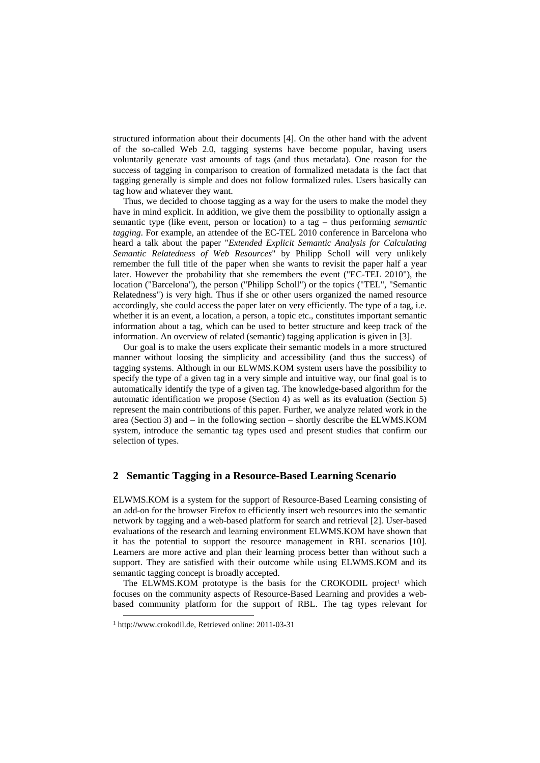structured information about their documents [4]. On the other hand with the advent of the so-called Web 2.0, tagging systems have become popular, having users voluntarily generate vast amounts of tags (and thus metadata). One reason for the success of tagging in comparison to creation of formalized metadata is the fact that tagging generally is simple and does not follow formalized rules. Users basically can tag how and whatever they want.

Thus, we decided to choose tagging as a way for the users to make the model they have in mind explicit. In addition, we give them the possibility to optionally assign a semantic type (like event, person or location) to a tag – thus performing *semantic tagging*. For example, an attendee of the EC-TEL 2010 conference in Barcelona who heard a talk about the paper "*Extended Explicit Semantic Analysis for Calculating Semantic Relatedness of Web Resources*" by Philipp Scholl will very unlikely remember the full title of the paper when she wants to revisit the paper half a year later. However the probability that she remembers the event ("EC-TEL 2010"), the location ("Barcelona"), the person ("Philipp Scholl") or the topics ("TEL", "Semantic Relatedness") is very high. Thus if she or other users organized the named resource accordingly, she could access the paper later on very efficiently. The type of a tag, i.e. whether it is an event, a location, a person, a topic etc., constitutes important semantic information about a tag, which can be used to better structure and keep track of the information. An overview of related (semantic) tagging application is given in [3].

Our goal is to make the users explicate their semantic models in a more structured manner without loosing the simplicity and accessibility (and thus the success) of tagging systems. Although in our ELWMS.KOM system users have the possibility to specify the type of a given tag in a very simple and intuitive way, our final goal is to automatically identify the type of a given tag. The knowledge-based algorithm for the automatic identification we propose (Section 4) as well as its evaluation (Section 5) represent the main contributions of this paper. Further, we analyze related work in the area (Section 3) and – in the following section – shortly describe the ELWMS.KOM system, introduce the semantic tag types used and present studies that confirm our selection of types.

## 2 Semantic Tagging in a Resource-Based Learning Scenario

ELWMS.KOM is a system for the support of Resource-Based Learning consisting of an add-on for the browser Firefox to efficiently insert web resources into the semantic network by tagging and a web-based platform for search and retrieval [2]. User-based evaluations of the research and learning environment ELWMS.KOM have shown that it has the potential to support the resource management in RBL scenarios [10]. Learners are more active and plan their learning process better than without such a support. They are satisfied with their outcome while using ELWMS.KOM and its semantic tagging concept is broadly accepted.

The ELWMS.KOM prototype is the basis for the CROKODIL project[1] which focuses on the community aspects of Resource-Based Learning and provides a web-based community platform for the support of RBL. The tag types relevant for

[1] http://www.crokodil.de, Retrieved online: 2011-03-31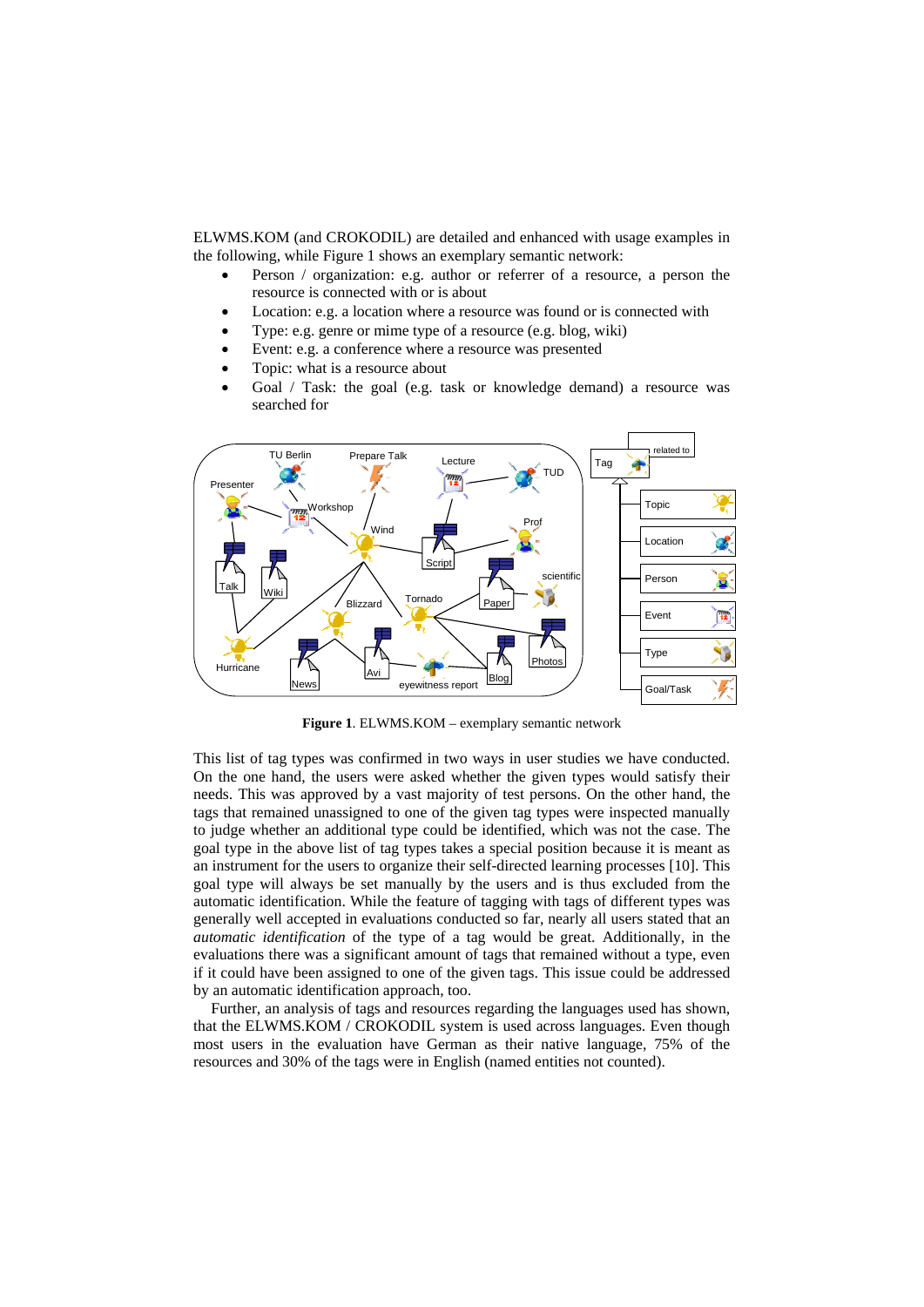ELWMS.KOM (and CROKODIL) are detailed and enhanced with usage examples in the following, while Figure 1 shows an exemplary semantic network:

- Person / organization: e.g. author or referrer of a resource, a person the resource is connected with or is about
- Location: e.g. a location where a resource was found or is connected with
- Type: e.g. genre or mime type of a resource (e.g. blog, wiki)
- Event: e.g. a conference where a resource was presented
- Topic: what is a resource about
- Goal / Task: the goal (e.g. task or knowledge demand) a resource was searched for

TU Berlin
Prepare Talk
Lecture
TUD
Presenter
Workshop
Wind
Prof
Script
scientific
Talk
Wiki
Blizzard
Tornado
Paper
Hurricane
News
Avi
eyewitness report
Blog
Photos
Tag
related to
Topic
Location
Person
Event
Type
Goal/Task

**Figure 1**. ELWMS.KOM – exemplary semantic network

This list of tag types was confirmed in two ways in user studies we have conducted. On the one hand, the users were asked whether the given types would satisfy their needs. This was approved by a vast majority of test persons. On the other hand, the tags that remained unassigned to one of the given tag types were inspected manually to judge whether an additional type could be identified, which was not the case. The goal type in the above list of tag types takes a special position because it is meant as an instrument for the users to organize their self-directed learning processes [10]. This goal type will always be set manually by the users and is thus excluded from the automatic identification. While the feature of tagging with tags of different types was generally well accepted in evaluations conducted so far, nearly all users stated that an *automatic identification* of the type of a tag would be great. Additionally, in the evaluations there was a significant amount of tags that remained without a type, even if it could have been assigned to one of the given tags. This issue could be addressed by an automatic identification approach, too.

Further, an analysis of tags and resources regarding the languages used has shown, that the ELWMS.KOM / CROKODIL system is used across languages. Even though most users in the evaluation have German as their native language, 75% of the resources and 30% of the tags were in English (named entities not counted).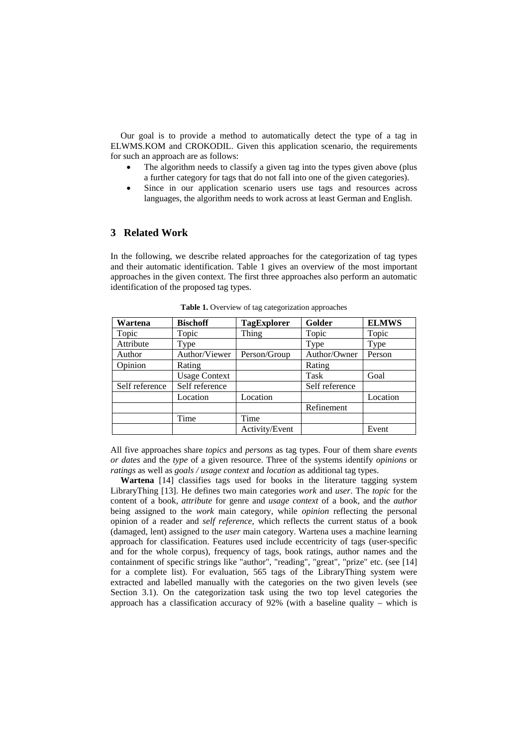Our goal is to provide a method to automatically detect the type of a tag in ELWMS.KOM and CROKODIL. Given this application scenario, the requirements for such an approach are as follows:

- The algorithm needs to classify a given tag into the types given above (plus a further category for tags that do not fall into one of the given categories).
- Since in our application scenario users use tags and resources across languages, the algorithm needs to work across at least German and English.

## 3 Related Work

In the following, we describe related approaches for the categorization of tag types and their automatic identification. Table 1 gives an overview of the most important approaches in the given context. The first three approaches also perform an automatic identification of the proposed tag types.

**Table 1.** Overview of tag categorization approaches

| Wartena | Bischoff | TagExplorer | Golder | ELMWS |
|---|---|---|---|---|
| Topic | Topic | Thing | Topic | Topic |
| Attribute | Type | | Type | Type |
| Author | Author/Viewer | Person/Group | Author/Owner | Person |
| Opinion | Rating | | Rating | |
| | Usage Context | | Task | Goal |
| Self reference | Self reference | | Self reference | |
| | Location | Location | | Location |
| | | | Refinement | |
| | Time | Time | | |
| | | Activity/Event | | Event |

All five approaches share *topics* and *persons* as tag types. Four of them share *events or dates* and the *type* of a given resource. Three of the systems identify *opinions* or *ratings* as well as *goals / usage context* and *location* as additional tag types.

**Wartena** [14] classifies tags used for books in the literature tagging system LibraryThing [13]. He defines two main categories *work* and *user*. The *topic* for the content of a book, *attribute* for genre and *usage context* of a book, and the *author* being assigned to the *work* main category, while *opinion* reflecting the personal opinion of a reader and *self reference*, which reflects the current status of a book (damaged, lent) assigned to the *user* main category. Wartena uses a machine learning approach for classification. Features used include eccentricity of tags (user-specific and for the whole corpus), frequency of tags, book ratings, author names and the containment of specific strings like "author", "reading", "great", "prize" etc. (see [14] for a complete list). For evaluation, 565 tags of the LibraryThing system were extracted and labelled manually with the categories on the two given levels (see Section 3.1). On the categorization task using the two top level categories the approach has a classification accuracy of 92% (with a baseline quality – which is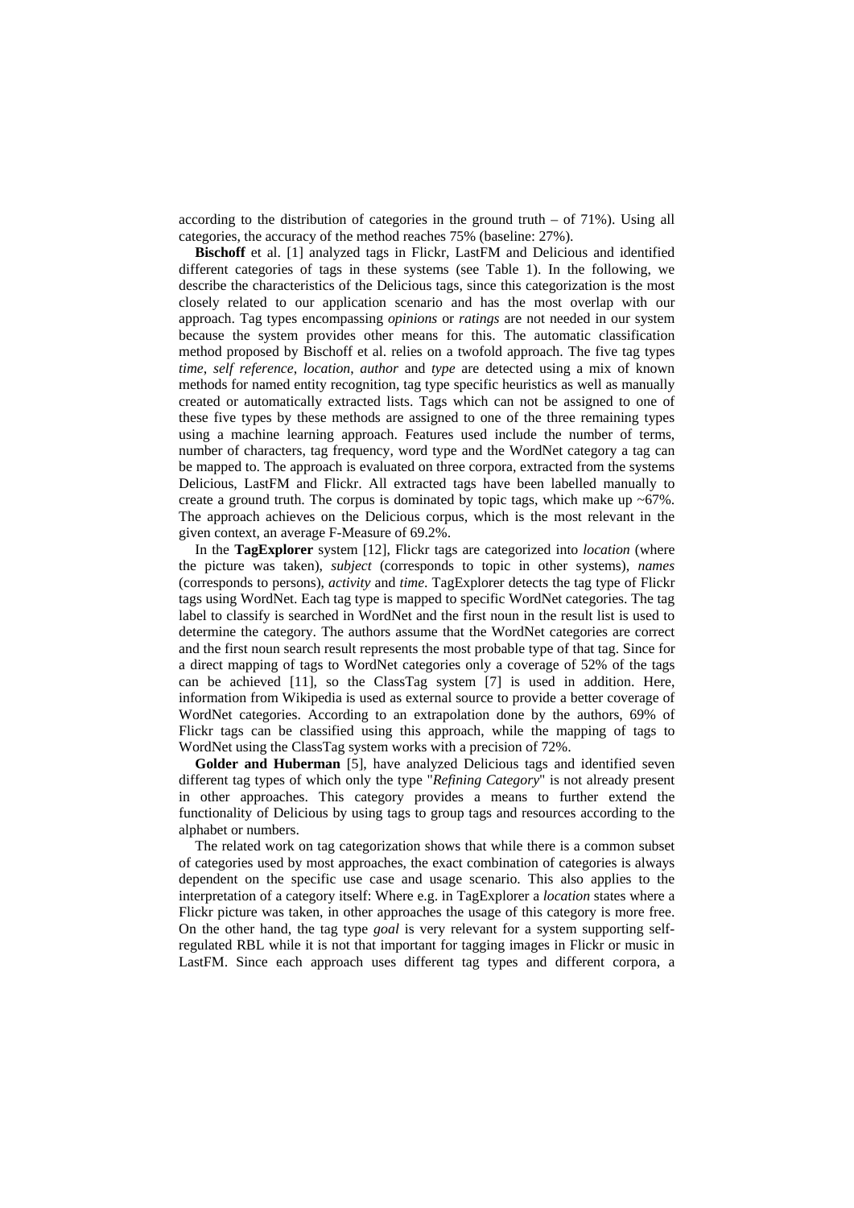according to the distribution of categories in the ground truth – of 71%). Using all categories, the accuracy of the method reaches 75% (baseline: 27%).

**Bischoff** et al. [1] analyzed tags in Flickr, LastFM and Delicious and identified different categories of tags in these systems (see Table 1). In the following, we describe the characteristics of the Delicious tags, since this categorization is the most closely related to our application scenario and has the most overlap with our approach. Tag types encompassing *opinions* or *ratings* are not needed in our system because the system provides other means for this. The automatic classification method proposed by Bischoff et al. relies on a twofold approach. The five tag types *time*, *self reference*, *location*, *author* and *type* are detected using a mix of known methods for named entity recognition, tag type specific heuristics as well as manually created or automatically extracted lists. Tags which can not be assigned to one of these five types by these methods are assigned to one of the three remaining types using a machine learning approach. Features used include the number of terms, number of characters, tag frequency, word type and the WordNet category a tag can be mapped to. The approach is evaluated on three corpora, extracted from the systems Delicious, LastFM and Flickr. All extracted tags have been labelled manually to create a ground truth. The corpus is dominated by topic tags, which make up ~67%. The approach achieves on the Delicious corpus, which is the most relevant in the given context, an average F-Measure of 69.2%.

In the **TagExplorer** system [12], Flickr tags are categorized into *location* (where the picture was taken), *subject* (corresponds to topic in other systems), *names* (corresponds to persons), *activity* and *time*. TagExplorer detects the tag type of Flickr tags using WordNet. Each tag type is mapped to specific WordNet categories. The tag label to classify is searched in WordNet and the first noun in the result list is used to determine the category. The authors assume that the WordNet categories are correct and the first noun search result represents the most probable type of that tag. Since for a direct mapping of tags to WordNet categories only a coverage of 52% of the tags can be achieved [11], so the ClassTag system [7] is used in addition. Here, information from Wikipedia is used as external source to provide a better coverage of WordNet categories. According to an extrapolation done by the authors, 69% of Flickr tags can be classified using this approach, while the mapping of tags to WordNet using the ClassTag system works with a precision of 72%.

**Golder and Huberman** [5], have analyzed Delicious tags and identified seven different tag types of which only the type "*Refining Category*" is not already present in other approaches. This category provides a means to further extend the functionality of Delicious by using tags to group tags and resources according to the alphabet or numbers.

The related work on tag categorization shows that while there is a common subset of categories used by most approaches, the exact combination of categories is always dependent on the specific use case and usage scenario. This also applies to the interpretation of a category itself: Where e.g. in TagExplorer a *location* states where a Flickr picture was taken, in other approaches the usage of this category is more free. On the other hand, the tag type *goal* is very relevant for a system supporting self-regulated RBL while it is not that important for tagging images in Flickr or music in LastFM. Since each approach uses different tag types and different corpora, a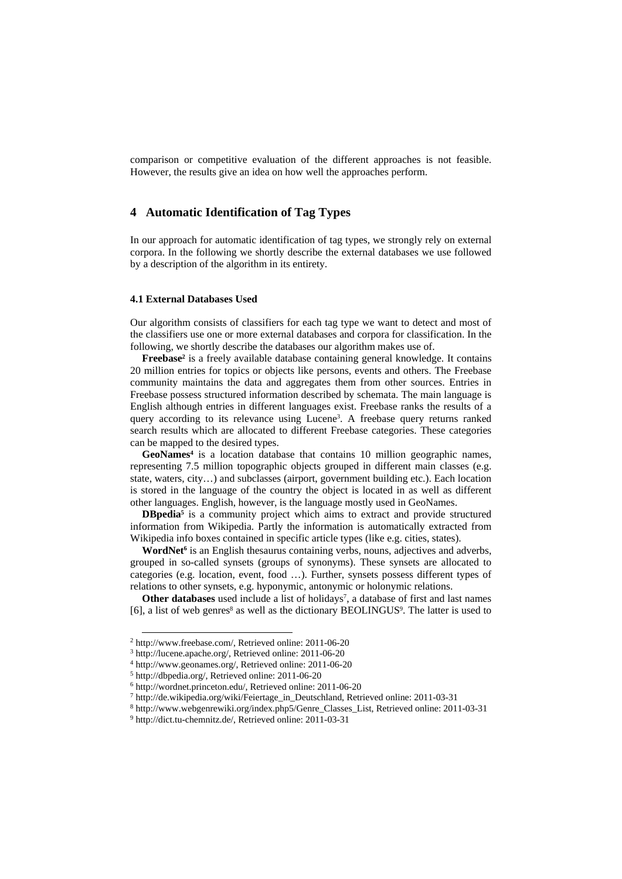comparison or competitive evaluation of the different approaches is not feasible. However, the results give an idea on how well the approaches perform.

## 4 Automatic Identification of Tag Types

In our approach for automatic identification of tag types, we strongly rely on external corpora. In the following we shortly describe the external databases we use followed by a description of the algorithm in its entirety.

### 4.1 External Databases Used

Our algorithm consists of classifiers for each tag type we want to detect and most of the classifiers use one or more external databases and corpora for classification. In the following, we shortly describe the databases our algorithm makes use of.

**Freebase**[2] is a freely available database containing general knowledge. It contains 20 million entries for topics or objects like persons, events and others. The Freebase community maintains the data and aggregates them from other sources. Entries in Freebase possess structured information described by schemata. The main language is English although entries in different languages exist. Freebase ranks the results of a query according to its relevance using Lucene[3]. A freebase query returns ranked search results which are allocated to different Freebase categories. These categories can be mapped to the desired types.

**GeoNames**[4] is a location database that contains 10 million geographic names, representing 7.5 million topographic objects grouped in different main classes (e.g. state, waters, city…) and subclasses (airport, government building etc.). Each location is stored in the language of the country the object is located in as well as different other languages. English, however, is the language mostly used in GeoNames.

**DBpedia**[5] is a community project which aims to extract and provide structured information from Wikipedia. Partly the information is automatically extracted from Wikipedia info boxes contained in specific article types (like e.g. cities, states).

**WordNet**[6] is an English thesaurus containing verbs, nouns, adjectives and adverbs, grouped in so-called synsets (groups of synonyms). These synsets are allocated to categories (e.g. location, event, food …). Further, synsets possess different types of relations to other synsets, e.g. hyponymic, antonymic or holonymic relations.

**Other databases** used include a list of holidays[7], a database of first and last names [6], a list of web genres[8] as well as the dictionary BEOLINGUS[9]. The latter is used to

---

[2] http://www.freebase.com/, Retrieved online: 2011-06-20

[3] http://lucene.apache.org/, Retrieved online: 2011-06-20

[4] http://www.geonames.org/, Retrieved online: 2011-06-20

[5] http://dbpedia.org/, Retrieved online: 2011-06-20

[6] http://wordnet.princeton.edu/, Retrieved online: 2011-06-20

[7] http://de.wikipedia.org/wiki/Feiertage_in_Deutschland, Retrieved online: 2011-03-31

[8] http://www.webgenrewiki.org/index.php5/Genre_Classes_List, Retrieved online: 2011-03-31

[9] http://dict.tu-chemnitz.de/, Retrieved online: 2011-03-31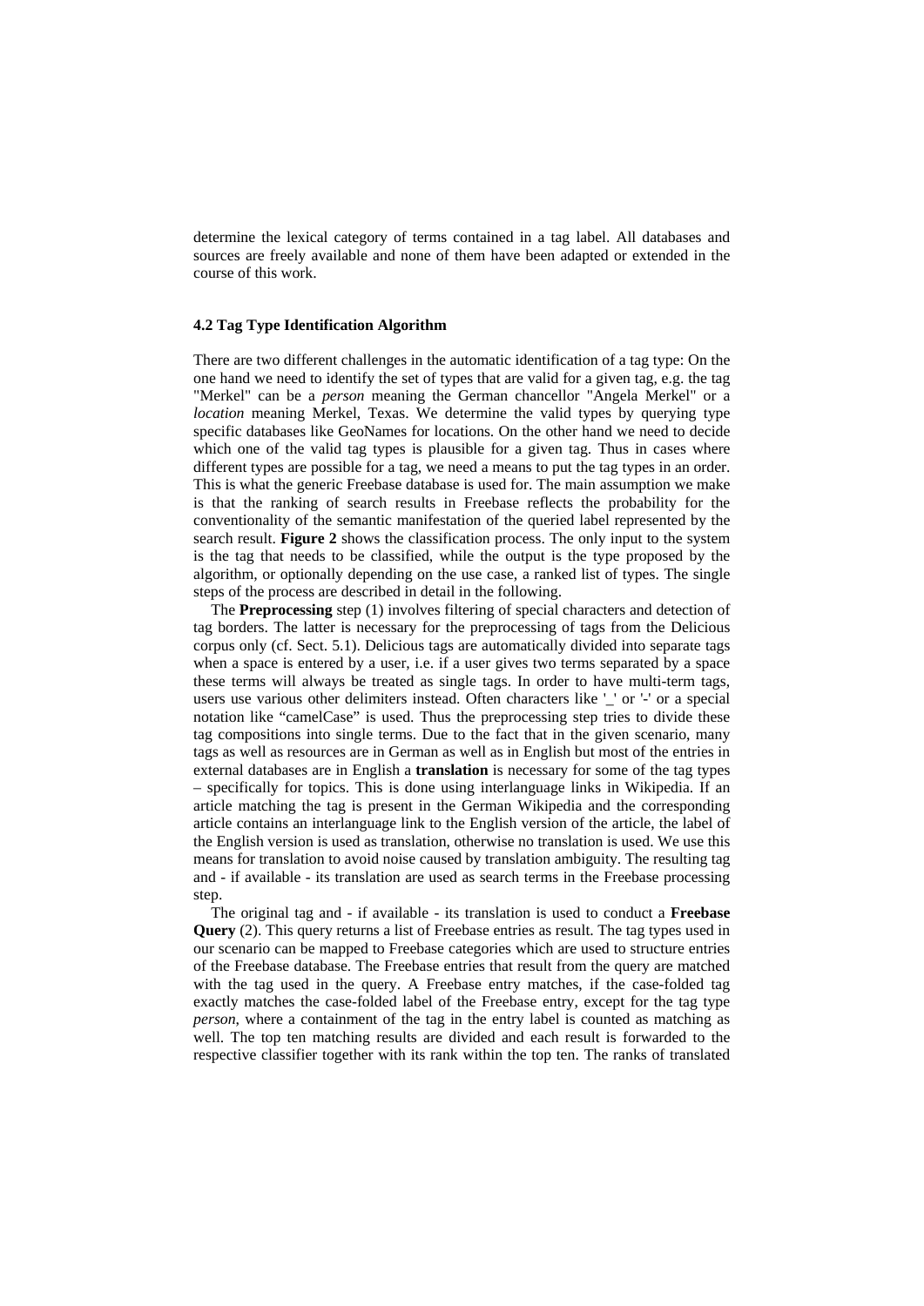determine the lexical category of terms contained in a tag label. All databases and sources are freely available and none of them have been adapted or extended in the course of this work.

### 4.2 Tag Type Identification Algorithm

There are two different challenges in the automatic identification of a tag type: On the one hand we need to identify the set of types that are valid for a given tag, e.g. the tag "Merkel" can be a *person* meaning the German chancellor "Angela Merkel" or a *location* meaning Merkel, Texas. We determine the valid types by querying type specific databases like GeoNames for locations. On the other hand we need to decide which one of the valid tag types is plausible for a given tag. Thus in cases where different types are possible for a tag, we need a means to put the tag types in an order. This is what the generic Freebase database is used for. The main assumption we make is that the ranking of search results in Freebase reflects the probability for the conventionality of the semantic manifestation of the queried label represented by the search result. **Figure 2** shows the classification process. The only input to the system is the tag that needs to be classified, while the output is the type proposed by the algorithm, or optionally depending on the use case, a ranked list of types. The single steps of the process are described in detail in the following.

The **Preprocessing** step (1) involves filtering of special characters and detection of tag borders. The latter is necessary for the preprocessing of tags from the Delicious corpus only (cf. Sect. 5.1). Delicious tags are automatically divided into separate tags when a space is entered by a user, i.e. if a user gives two terms separated by a space these terms will always be treated as single tags. In order to have multi-term tags, users use various other delimiters instead. Often characters like '_' or '-' or a special notation like "camelCase" is used. Thus the preprocessing step tries to divide these tag compositions into single terms. Due to the fact that in the given scenario, many tags as well as resources are in German as well as in English but most of the entries in external databases are in English a **translation** is necessary for some of the tag types – specifically for topics. This is done using interlanguage links in Wikipedia. If an article matching the tag is present in the German Wikipedia and the corresponding article contains an interlanguage link to the English version of the article, the label of the English version is used as translation, otherwise no translation is used. We use this means for translation to avoid noise caused by translation ambiguity. The resulting tag and - if available - its translation are used as search terms in the Freebase processing step.

The original tag and - if available - its translation is used to conduct a **Freebase Query** (2). This query returns a list of Freebase entries as result. The tag types used in our scenario can be mapped to Freebase categories which are used to structure entries of the Freebase database. The Freebase entries that result from the query are matched with the tag used in the query. A Freebase entry matches, if the case-folded tag exactly matches the case-folded label of the Freebase entry, except for the tag type *person*, where a containment of the tag in the entry label is counted as matching as well. The top ten matching results are divided and each result is forwarded to the respective classifier together with its rank within the top ten. The ranks of translated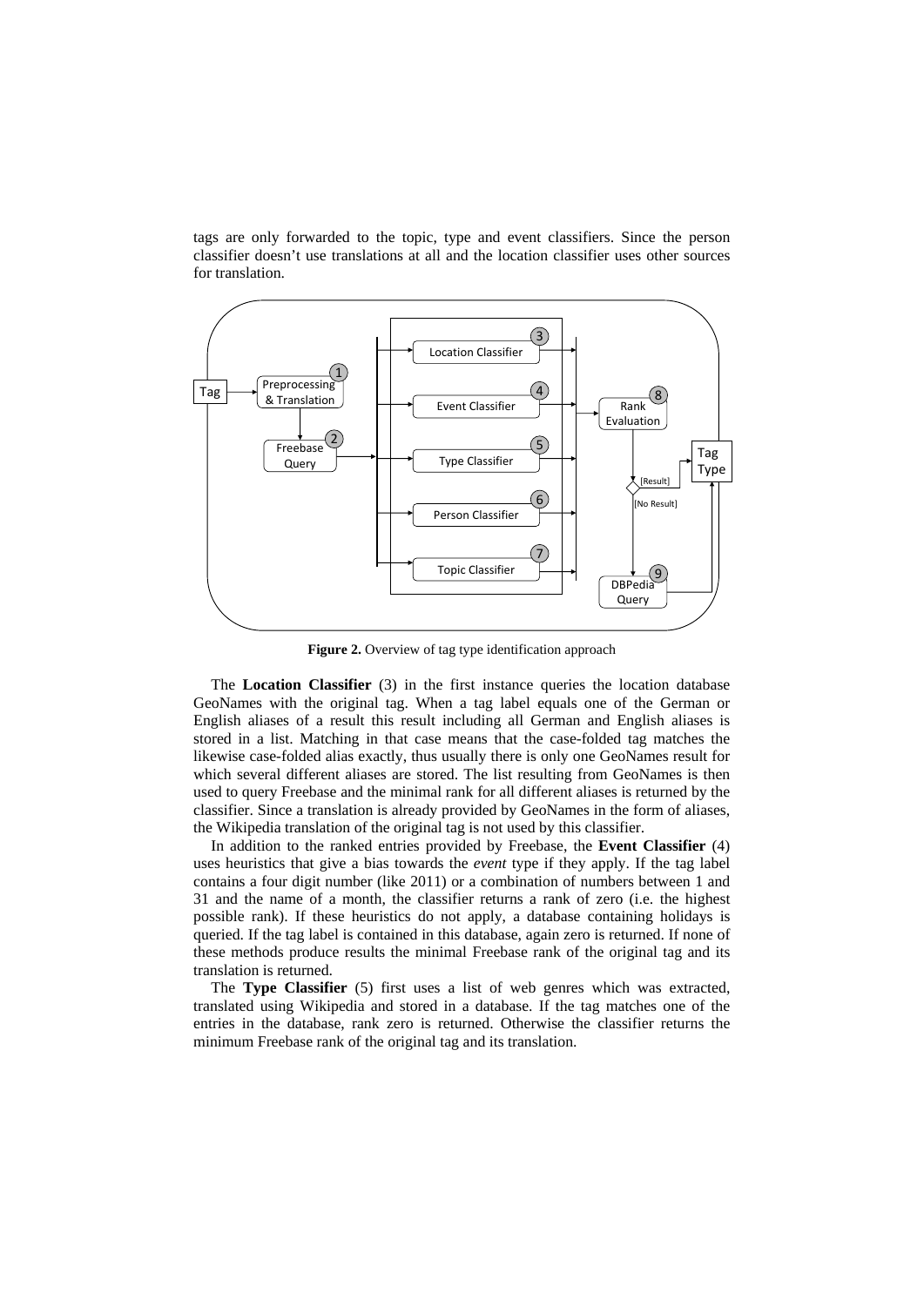tags are only forwarded to the topic, type and event classifiers. Since the person classifier doesn't use translations at all and the location classifier uses other sources for translation.

**Figure 2.** Overview of tag type identification approach

The **Location Classifier** (3) in the first instance queries the location database GeoNames with the original tag. When a tag label equals one of the German or English aliases of a result this result including all German and English aliases is stored in a list. Matching in that case means that the case-folded tag matches the likewise case-folded alias exactly, thus usually there is only one GeoNames result for which several different aliases are stored. The list resulting from GeoNames is then used to query Freebase and the minimal rank for all different aliases is returned by the classifier. Since a translation is already provided by GeoNames in the form of aliases, the Wikipedia translation of the original tag is not used by this classifier.

In addition to the ranked entries provided by Freebase, the **Event Classifier** (4) uses heuristics that give a bias towards the *event* type if they apply. If the tag label contains a four digit number (like 2011) or a combination of numbers between 1 and 31 and the name of a month, the classifier returns a rank of zero (i.e. the highest possible rank). If these heuristics do not apply, a database containing holidays is queried. If the tag label is contained in this database, again zero is returned. If none of these methods produce results the minimal Freebase rank of the original tag and its translation is returned.

The **Type Classifier** (5) first uses a list of web genres which was extracted, translated using Wikipedia and stored in a database. If the tag matches one of the entries in the database, rank zero is returned. Otherwise the classifier returns the minimum Freebase rank of the original tag and its translation.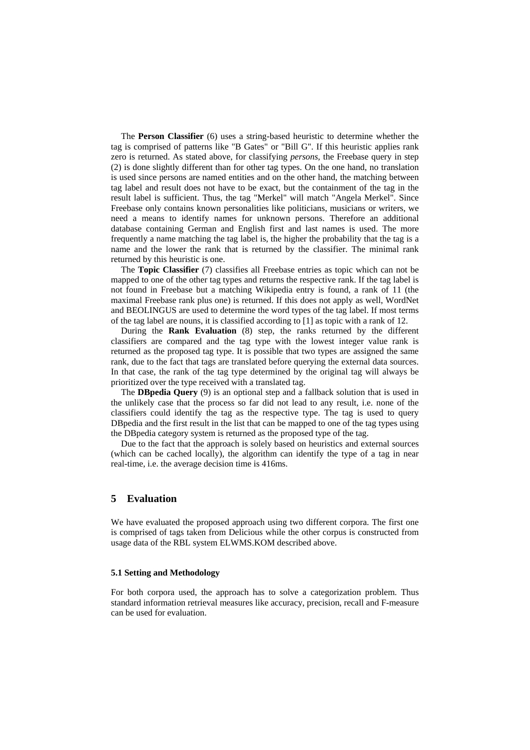The **Person Classifier** (6) uses a string-based heuristic to determine whether the tag is comprised of patterns like "B Gates" or "Bill G". If this heuristic applies rank zero is returned. As stated above, for classifying *persons*, the Freebase query in step (2) is done slightly different than for other tag types. On the one hand, no translation is used since persons are named entities and on the other hand, the matching between tag label and result does not have to be exact, but the containment of the tag in the result label is sufficient. Thus, the tag "Merkel" will match "Angela Merkel". Since Freebase only contains known personalities like politicians, musicians or writers, we need a means to identify names for unknown persons. Therefore an additional database containing German and English first and last names is used. The more frequently a name matching the tag label is, the higher the probability that the tag is a name and the lower the rank that is returned by the classifier. The minimal rank returned by this heuristic is one.

The **Topic Classifier** (7) classifies all Freebase entries as topic which can not be mapped to one of the other tag types and returns the respective rank. If the tag label is not found in Freebase but a matching Wikipedia entry is found, a rank of 11 (the maximal Freebase rank plus one) is returned. If this does not apply as well, WordNet and BEOLINGUS are used to determine the word types of the tag label. If most terms of the tag label are nouns, it is classified according to [1] as topic with a rank of 12.

During the **Rank Evaluation** (8) step, the ranks returned by the different classifiers are compared and the tag type with the lowest integer value rank is returned as the proposed tag type. It is possible that two types are assigned the same rank, due to the fact that tags are translated before querying the external data sources. In that case, the rank of the tag type determined by the original tag will always be prioritized over the type received with a translated tag.

The **DBpedia Query** (9) is an optional step and a fallback solution that is used in the unlikely case that the process so far did not lead to any result, i.e. none of the classifiers could identify the tag as the respective type. The tag is used to query DBpedia and the first result in the list that can be mapped to one of the tag types using the DBpedia category system is returned as the proposed type of the tag.

Due to the fact that the approach is solely based on heuristics and external sources (which can be cached locally), the algorithm can identify the type of a tag in near real-time, i.e. the average decision time is 416ms.

## 5 Evaluation

We have evaluated the proposed approach using two different corpora. The first one is comprised of tags taken from Delicious while the other corpus is constructed from usage data of the RBL system ELWMS.KOM described above.

### 5.1 Setting and Methodology

For both corpora used, the approach has to solve a categorization problem. Thus standard information retrieval measures like accuracy, precision, recall and F-measure can be used for evaluation.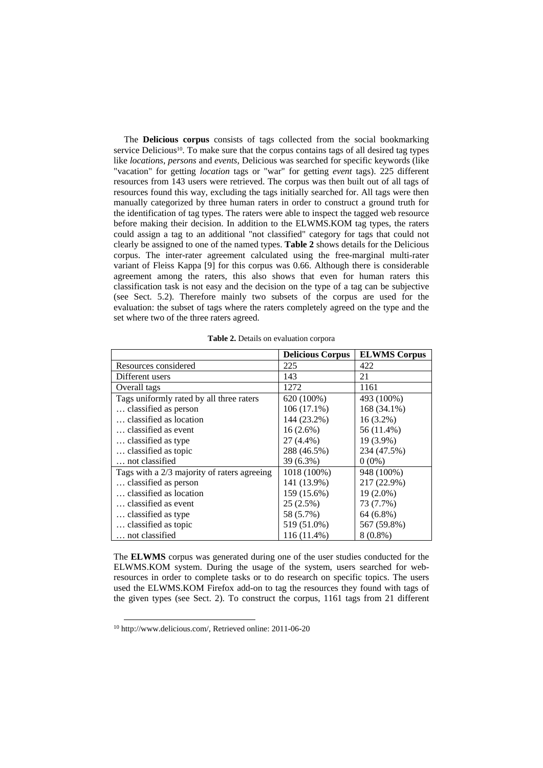The **Delicious corpus** consists of tags collected from the social bookmarking service Delicious[10]. To make sure that the corpus contains tags of all desired tag types like *locations*, *persons* and *events*, Delicious was searched for specific keywords (like "vacation" for getting *location* tags or "war" for getting *event* tags). 225 different resources from 143 users were retrieved. The corpus was then built out of all tags of resources found this way, excluding the tags initially searched for. All tags were then manually categorized by three human raters in order to construct a ground truth for the identification of tag types. The raters were able to inspect the tagged web resource before making their decision. In addition to the ELWMS.KOM tag types, the raters could assign a tag to an additional "not classified" category for tags that could not clearly be assigned to one of the named types. **Table 2** shows details for the Delicious corpus. The inter-rater agreement calculated using the free-marginal multi-rater variant of Fleiss Kappa [9] for this corpus was 0.66. Although there is considerable agreement among the raters, this also shows that even for human raters this classification task is not easy and the decision on the type of a tag can be subjective (see Sect. 5.2). Therefore mainly two subsets of the corpus are used for the evaluation: the subset of tags where the raters completely agreed on the type and the set where two of the three raters agreed.

**Table 2.** Details on evaluation corpora

| | **Delicious Corpus** | **ELWMS Corpus** |
|---|---|---|
| Resources considered | 225 | 422 |
| Different users | 143 | 21 |
| Overall tags | 1272 | 1161 |
| Tags uniformly rated by all three raters | 620 (100%) | 493 (100%) |
| … classified as person | 106 (17.1%) | 168 (34.1%) |
| … classified as location | 144 (23.2%) | 16 (3.2%) |
| … classified as event | 16 (2.6%) | 56 (11.4%) |
| … classified as type | 27 (4.4%) | 19 (3.9%) |
| … classified as topic | 288 (46.5%) | 234 (47.5%) |
| … not classified | 39 (6.3%) | 0 (0%) |
| Tags with a 2/3 majority of raters agreeing | 1018 (100%) | 948 (100%) |
| … classified as person | 141 (13.9%) | 217 (22.9%) |
| … classified as location | 159 (15.6%) | 19 (2.0%) |
| … classified as event | 25 (2.5%) | 73 (7.7%) |
| … classified as type | 58 (5.7%) | 64 (6.8%) |
| … classified as topic | 519 (51.0%) | 567 (59.8%) |
| … not classified | 116 (11.4%) | 8 (0.8%) |

The **ELWMS** corpus was generated during one of the user studies conducted for the ELWMS.KOM system. During the usage of the system, users searched for web-resources in order to complete tasks or to do research on specific topics. The users used the ELWMS.KOM Firefox add-on to tag the resources they found with tags of the given types (see Sect. 2). To construct the corpus, 1161 tags from 21 different

[10] http://www.delicious.com/, Retrieved online: 2011-06-20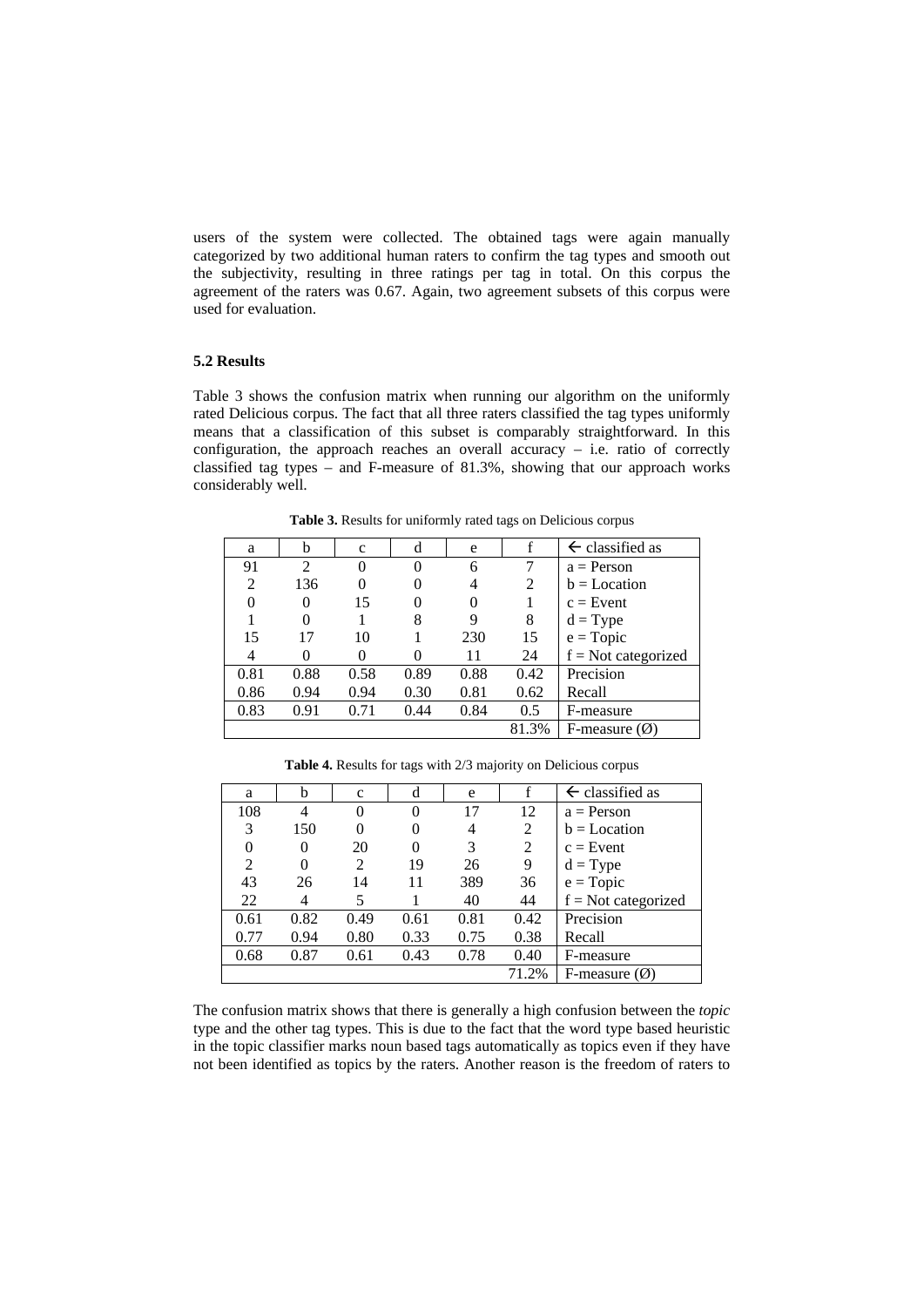users of the system were collected. The obtained tags were again manually categorized by two additional human raters to confirm the tag types and smooth out the subjectivity, resulting in three ratings per tag in total. On this corpus the agreement of the raters was 0.67. Again, two agreement subsets of this corpus were used for evaluation.

### 5.2 Results

Table 3 shows the confusion matrix when running our algorithm on the uniformly rated Delicious corpus. The fact that all three raters classified the tag types uniformly means that a classification of this subset is comparably straightforward. In this configuration, the approach reaches an overall accuracy – i.e. ratio of correctly classified tag types – and F-measure of 81.3%, showing that our approach works considerably well.

**Table 3.** Results for uniformly rated tags on Delicious corpus

| a | b | c | d | e | f | ← classified as |
|---|---|---|---|---|---|---|
| 91 | 2 | 0 | 0 | 6 | 7 | a = Person |
| 2 | 136 | 0 | 0 | 4 | 2 | b = Location |
| 0 | 0 | 15 | 0 | 0 | 1 | c = Event |
| 1 | 0 | 1 | 8 | 9 | 8 | d = Type |
| 15 | 17 | 10 | 1 | 230 | 15 | e = Topic |
| 4 | 0 | 0 | 0 | 11 | 24 | f = Not categorized |
| 0.81 | 0.88 | 0.58 | 0.89 | 0.88 | 0.42 | Precision |
| 0.86 | 0.94 | 0.94 | 0.30 | 0.81 | 0.62 | Recall |
| 0.83 | 0.91 | 0.71 | 0.44 | 0.84 | 0.5 | F-measure |
| | | | | | 81.3% | F-measure (Ø) |

**Table 4.** Results for tags with 2/3 majority on Delicious corpus

| a | b | c | d | e | f | ← classified as |
|---|---|---|---|---|---|---|
| 108 | 4 | 0 | 0 | 17 | 12 | a = Person |
| 3 | 150 | 0 | 0 | 4 | 2 | b = Location |
| 0 | 0 | 20 | 0 | 3 | 2 | c = Event |
| 2 | 0 | 2 | 19 | 26 | 9 | d = Type |
| 43 | 26 | 14 | 11 | 389 | 36 | e = Topic |
| 22 | 4 | 5 | 1 | 40 | 44 | f = Not categorized |
| 0.61 | 0.82 | 0.49 | 0.61 | 0.81 | 0.42 | Precision |
| 0.77 | 0.94 | 0.80 | 0.33 | 0.75 | 0.38 | Recall |
| 0.68 | 0.87 | 0.61 | 0.43 | 0.78 | 0.40 | F-measure |
| | | | | | 71.2% | F-measure (Ø) |

The confusion matrix shows that there is generally a high confusion between the *topic* type and the other tag types. This is due to the fact that the word type based heuristic in the topic classifier marks noun based tags automatically as topics even if they have not been identified as topics by the raters. Another reason is the freedom of raters to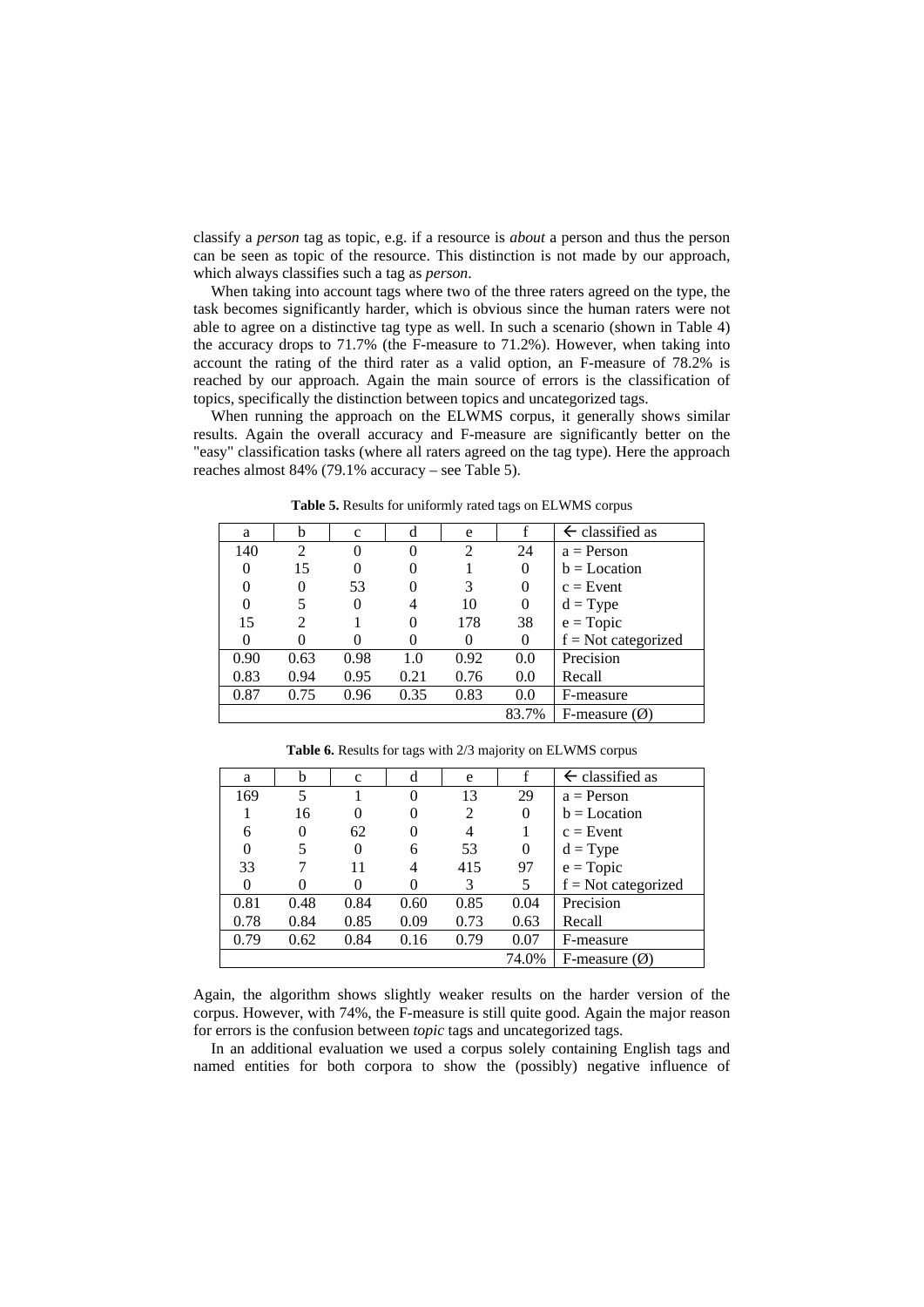classify a *person* tag as topic, e.g. if a resource is *about* a person and thus the person can be seen as topic of the resource. This distinction is not made by our approach, which always classifies such a tag as *person*.

When taking into account tags where two of the three raters agreed on the type, the task becomes significantly harder, which is obvious since the human raters were not able to agree on a distinctive tag type as well. In such a scenario (shown in Table 4) the accuracy drops to 71.7% (the F-measure to 71.2%). However, when taking into account the rating of the third rater as a valid option, an F-measure of 78.2% is reached by our approach. Again the main source of errors is the classification of topics, specifically the distinction between topics and uncategorized tags.

When running the approach on the ELWMS corpus, it generally shows similar results. Again the overall accuracy and F-measure are significantly better on the "easy" classification tasks (where all raters agreed on the tag type). Here the approach reaches almost 84% (79.1% accuracy – see Table 5).

**Table 5.** Results for uniformly rated tags on ELWMS corpus

| a | b | c | d | e | f | ← classified as |
|---|---|---|---|---|---|---|
| 140 | 2 | 0 | 0 | 2 | 24 | a = Person |
| 0 | 15 | 0 | 0 | 1 | 0 | b = Location |
| 0 | 0 | 53 | 0 | 3 | 0 | c = Event |
| 0 | 5 | 0 | 4 | 10 | 0 | d = Type |
| 15 | 2 | 1 | 0 | 178 | 38 | e = Topic |
| 0 | 0 | 0 | 0 | 0 | 0 | f = Not categorized |
| 0.90 | 0.63 | 0.98 | 1.0 | 0.92 | 0.0 | Precision |
| 0.83 | 0.94 | 0.95 | 0.21 | 0.76 | 0.0 | Recall |
| 0.87 | 0.75 | 0.96 | 0.35 | 0.83 | 0.0 | F-measure |
| | | | | | 83.7% | F-measure (Ø) |

**Table 6.** Results for tags with 2/3 majority on ELWMS corpus

| a | b | c | d | e | f | ← classified as |
|---|---|---|---|---|---|---|
| 169 | 5 | 1 | 0 | 13 | 29 | a = Person |
| 1 | 16 | 0 | 0 | 2 | 0 | b = Location |
| 6 | 0 | 62 | 0 | 4 | 1 | c = Event |
| 0 | 5 | 0 | 6 | 53 | 0 | d = Type |
| 33 | 7 | 11 | 4 | 415 | 97 | e = Topic |
| 0 | 0 | 0 | 0 | 3 | 5 | f = Not categorized |
| 0.81 | 0.48 | 0.84 | 0.60 | 0.85 | 0.04 | Precision |
| 0.78 | 0.84 | 0.85 | 0.09 | 0.73 | 0.63 | Recall |
| 0.79 | 0.62 | 0.84 | 0.16 | 0.79 | 0.07 | F-measure |
| | | | | | 74.0% | F-measure (Ø) |

Again, the algorithm shows slightly weaker results on the harder version of the corpus. However, with 74%, the F-measure is still quite good. Again the major reason for errors is the confusion between *topic* tags and uncategorized tags.

In an additional evaluation we used a corpus solely containing English tags and named entities for both corpora to show the (possibly) negative influence of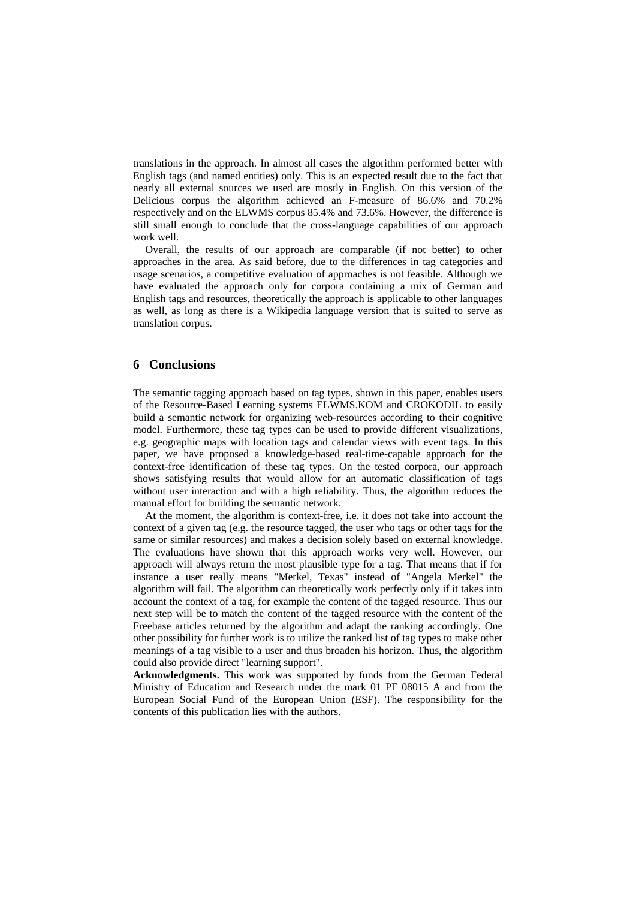translations in the approach. In almost all cases the algorithm performed better with English tags (and named entities) only. This is an expected result due to the fact that nearly all external sources we used are mostly in English. On this version of the Delicious corpus the algorithm achieved an F-measure of 86.6% and 70.2% respectively and on the ELWMS corpus 85.4% and 73.6%. However, the difference is still small enough to conclude that the cross-language capabilities of our approach work well.

Overall, the results of our approach are comparable (if not better) to other approaches in the area. As said before, due to the differences in tag categories and usage scenarios, a competitive evaluation of approaches is not feasible. Although we have evaluated the approach only for corpora containing a mix of German and English tags and resources, theoretically the approach is applicable to other languages as well, as long as there is a Wikipedia language version that is suited to serve as translation corpus.

## 6 Conclusions

The semantic tagging approach based on tag types, shown in this paper, enables users of the Resource-Based Learning systems ELWMS.KOM and CROKODIL to easily build a semantic network for organizing web-resources according to their cognitive model. Furthermore, these tag types can be used to provide different visualizations, e.g. geographic maps with location tags and calendar views with event tags. In this paper, we have proposed a knowledge-based real-time-capable approach for the context-free identification of these tag types. On the tested corpora, our approach shows satisfying results that would allow for an automatic classification of tags without user interaction and with a high reliability. Thus, the algorithm reduces the manual effort for building the semantic network.

At the moment, the algorithm is context-free, i.e. it does not take into account the context of a given tag (e.g. the resource tagged, the user who tags or other tags for the same or similar resources) and makes a decision solely based on external knowledge. The evaluations have shown that this approach works very well. However, our approach will always return the most plausible type for a tag. That means that if for instance a user really means "Merkel, Texas" instead of "Angela Merkel" the algorithm will fail. The algorithm can theoretically work perfectly only if it takes into account the context of a tag, for example the content of the tagged resource. Thus our next step will be to match the content of the tagged resource with the content of the Freebase articles returned by the algorithm and adapt the ranking accordingly. One other possibility for further work is to utilize the ranked list of tag types to make other meanings of a tag visible to a user and thus broaden his horizon. Thus, the algorithm could also provide direct "learning support".

**Acknowledgments.** This work was supported by funds from the German Federal Ministry of Education and Research under the mark 01 PF 08015 A and from the European Social Fund of the European Union (ESF). The responsibility for the contents of this publication lies with the authors.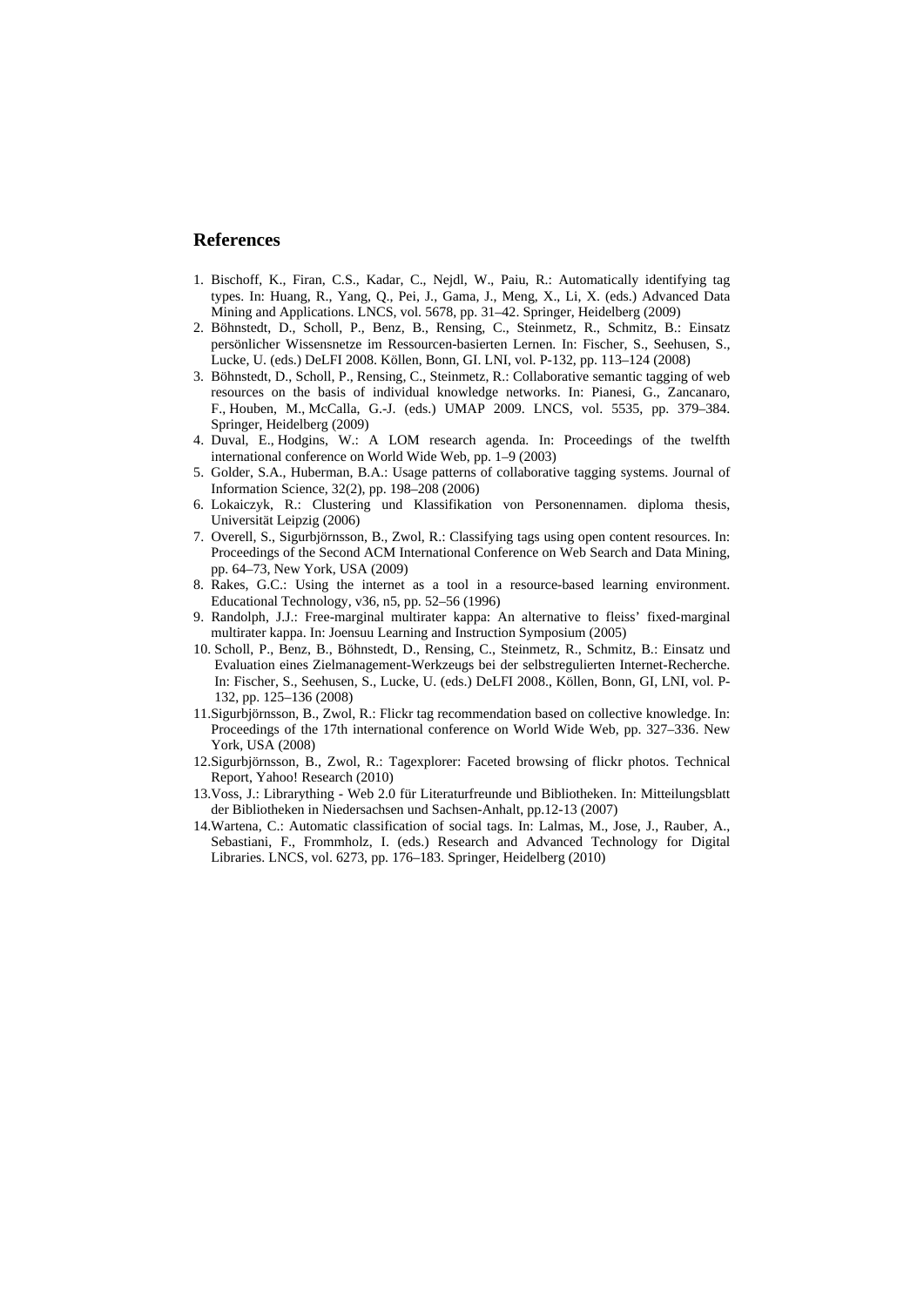## References

1. Bischoff, K., Firan, C.S., Kadar, C., Nejdl, W., Paiu, R.: Automatically identifying tag types. In: Huang, R., Yang, Q., Pei, J., Gama, J., Meng, X., Li, X. (eds.) Advanced Data Mining and Applications. LNCS, vol. 5678, pp. 31–42. Springer, Heidelberg (2009)
2. Böhnstedt, D., Scholl, P., Benz, B., Rensing, C., Steinmetz, R., Schmitz, B.: Einsatz persönlicher Wissensnetze im Ressourcen-basierten Lernen. In: Fischer, S., Seehusen, S., Lucke, U. (eds.) DeLFI 2008. Köllen, Bonn, GI. LNI, vol. P-132, pp. 113–124 (2008)
3. Böhnstedt, D., Scholl, P., Rensing, C., Steinmetz, R.: Collaborative semantic tagging of web resources on the basis of individual knowledge networks. In: Pianesi, G., Zancanaro, F., Houben, M., McCalla, G.-J. (eds.) UMAP 2009. LNCS, vol. 5535, pp. 379–384. Springer, Heidelberg (2009)
4. Duval, E., Hodgins, W.: A LOM research agenda. In: Proceedings of the twelfth international conference on World Wide Web, pp. 1–9 (2003)
5. Golder, S.A., Huberman, B.A.: Usage patterns of collaborative tagging systems. Journal of Information Science, 32(2), pp. 198–208 (2006)
6. Lokaiczyk, R.: Clustering und Klassifikation von Personennamen. diploma thesis, Universität Leipzig (2006)
7. Overell, S., Sigurbjörnsson, B., Zwol, R.: Classifying tags using open content resources. In: Proceedings of the Second ACM International Conference on Web Search and Data Mining, pp. 64–73, New York, USA (2009)
8. Rakes, G.C.: Using the internet as a tool in a resource-based learning environment. Educational Technology, v36, n5, pp. 52–56 (1996)
9. Randolph, J.J.: Free-marginal multirater kappa: An alternative to fleiss' fixed-marginal multirater kappa. In: Joensuu Learning and Instruction Symposium (2005)
10. Scholl, P., Benz, B., Böhnstedt, D., Rensing, C., Steinmetz, R., Schmitz, B.: Einsatz und Evaluation eines Zielmanagement-Werkzeugs bei der selbstregulierten Internet-Recherche. In: Fischer, S., Seehusen, S., Lucke, U. (eds.) DeLFI 2008., Köllen, Bonn, GI, LNI, vol. P-132, pp. 125–136 (2008)
11. Sigurbjörnsson, B., Zwol, R.: Flickr tag recommendation based on collective knowledge. In: Proceedings of the 17th international conference on World Wide Web, pp. 327–336. New York, USA (2008)
12. Sigurbjörnsson, B., Zwol, R.: Tagexplorer: Faceted browsing of flickr photos. Technical Report, Yahoo! Research (2010)
13. Voss, J.: Librarything - Web 2.0 für Literaturfreunde und Bibliotheken. In: Mitteilungsblatt der Bibliotheken in Niedersachsen und Sachsen-Anhalt, pp.12-13 (2007)
14. Wartena, C.: Automatic classification of social tags. In: Lalmas, M., Jose, J., Rauber, A., Sebastiani, F., Frommholz, I. (eds.) Research and Advanced Technology for Digital Libraries. LNCS, vol. 6273, pp. 176–183. Springer, Heidelberg (2010)